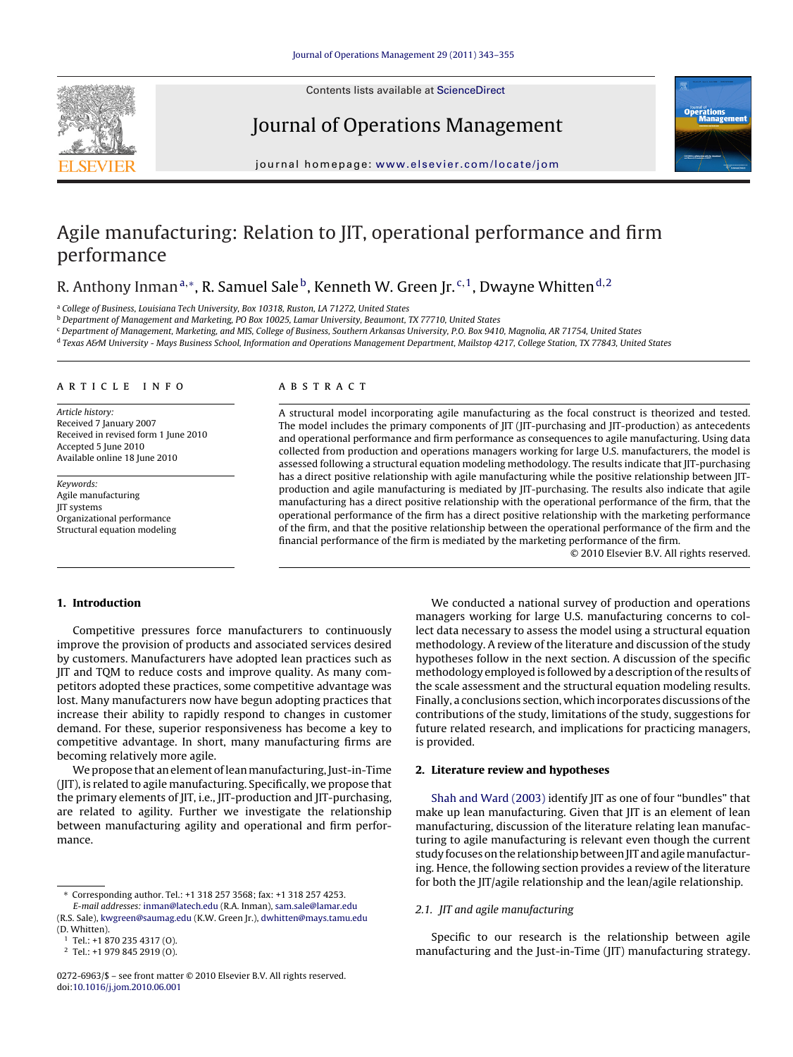# Agile manufacturing: Relation to JIT, operational performance and firm performance

R. Anthony Inman[a,*], R. Samuel Sale[b], Kenneth W. Green Jr.[c,1], Dwayne Whitten[d,2]

[a] College of Business, Louisiana Tech University, Box 10318, Ruston, LA 71272, United States
[b] Department of Management and Marketing, PO Box 10025, Lamar University, Beaumont, TX 77710, United States
[c] Department of Management, Marketing, and MIS, College of Business, Southern Arkansas University, P.O. Box 9410, Magnolia, AR 71754, United States
[d] Texas A&M University - Mays Business School, Information and Operations Management Department, Mailstop 4217, College Station, TX 77843, United States

**ARTICLE INFO**

*Article history:*
Received 7 January 2007
Received in revised form 1 June 2010
Accepted 5 June 2010
Available online 18 June 2010

*Keywords:*
Agile manufacturing
JIT systems
Organizational performance
Structural equation modeling

**ABSTRACT**

A structural model incorporating agile manufacturing as the focal construct is theorized and tested. The model includes the primary components of JIT (JIT-purchasing and JIT-production) as antecedents and operational performance and firm performance as consequences to agile manufacturing. Using data collected from production and operations managers working for large U.S. manufacturers, the model is assessed following a structural equation modeling methodology. The results indicate that JIT-purchasing has a direct positive relationship with agile manufacturing while the positive relationship between JIT-production and agile manufacturing is mediated by JIT-purchasing. The results also indicate that agile manufacturing has a direct positive relationship with the operational performance of the firm, that the operational performance of the firm has a direct positive relationship with the marketing performance of the firm, and that the positive relationship between the operational performance of the firm and the financial performance of the firm is mediated by the marketing performance of the firm.

© 2010 Elsevier B.V. All rights reserved.

## 1. Introduction

Competitive pressures force manufacturers to continuously improve the provision of products and associated services desired by customers. Manufacturers have adopted lean practices such as JIT and TQM to reduce costs and improve quality. As many competitors adopted these practices, some competitive advantage was lost. Many manufacturers now have begun adopting practices that increase their ability to rapidly respond to changes in customer demand. For these, superior responsiveness has become a key to competitive advantage. In short, many manufacturing firms are becoming relatively more agile.

We propose that an element of lean manufacturing, Just-in-Time (JIT), is related to agile manufacturing. Specifically, we propose that the primary elements of JIT, i.e., JIT-production and JIT-purchasing, are related to agility. Further we investigate the relationship between manufacturing agility and operational and firm performance.

We conducted a national survey of production and operations managers working for large U.S. manufacturing concerns to collect data necessary to assess the model using a structural equation methodology. A review of the literature and discussion of the study hypotheses follow in the next section. A discussion of the specific methodology employed is followed by a description of the results of the scale assessment and the structural equation modeling results. Finally, a conclusions section, which incorporates discussions of the contributions of the study, limitations of the study, suggestions for future related research, and implications for practicing managers, is provided.

## 2. Literature review and hypotheses

Shah and Ward (2003) identify JIT as one of four "bundles" that make up lean manufacturing. Given that JIT is an element of lean manufacturing, discussion of the literature relating lean manufacturing to agile manufacturing is relevant even though the current study focuses on the relationship between JIT and agile manufacturing. Hence, the following section provides a review of the literature for both the JIT/agile relationship and the lean/agile relationship.

### 2.1. JIT and agile manufacturing

Specific to our research is the relationship between agile manufacturing and the Just-in-Time (JIT) manufacturing strategy.

---

\* Corresponding author. Tel.: +1 318 257 3568; fax: +1 318 257 4253.
*E-mail addresses:* inman@latech.edu (R.A. Inman), sam.sale@lamar.edu (R.S. Sale), kwgreen@saumag.edu (K.W. Green Jr.), dwhitten@mays.tamu.edu (D. Whitten).

[1] Tel.: +1 870 235 4317 (O).
[2] Tel.: +1 979 845 2919 (O).

0272-6963/$ – see front matter © 2010 Elsevier B.V. All rights reserved.
doi:10.1016/j.jom.2010.06.001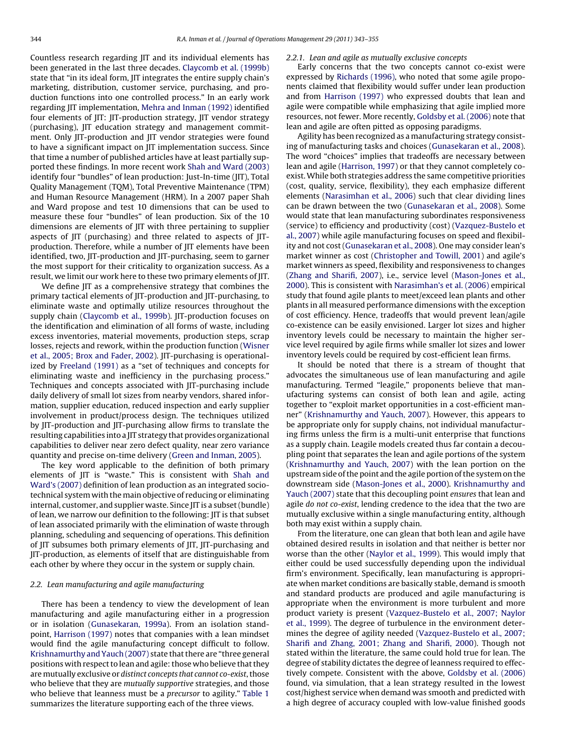Countless research regarding JIT and its individual elements has been generated in the last three decades. Claycomb et al. (1999b) state that "in its ideal form, JIT integrates the entire supply chain's marketing, distribution, customer service, purchasing, and production functions into one controlled process." In an early work regarding JIT implementation, Mehra and Inman (1992) identified four elements of JIT: JIT-production strategy, JIT vendor strategy (purchasing), JIT education strategy and management commitment. Only JIT-production and JIT vendor strategies were found to have a significant impact on JIT implementation success. Since that time a number of published articles have at least partially supported these findings. In more recent work Shah and Ward (2003) identify four "bundles" of lean production: Just-In-time (JIT), Total Quality Management (TQM), Total Preventive Maintenance (TPM) and Human Resource Management (HRM). In a 2007 paper Shah and Ward propose and test 10 dimensions that can be used to measure these four "bundles" of lean production. Six of the 10 dimensions are elements of JIT with three pertaining to supplier aspects of JIT (purchasing) and three related to aspects of JIT-production. Therefore, while a number of JIT elements have been identified, two, JIT-production and JIT-purchasing, seem to garner the most support for their criticality to organization success. As a result, we limit our work here to these two primary elements of JIT.

We define JIT as a comprehensive strategy that combines the primary tactical elements of JIT-production and JIT-purchasing, to eliminate waste and optimally utilize resources throughout the supply chain (Claycomb et al., 1999b). JIT-production focuses on the identification and elimination of all forms of waste, including excess inventories, material movements, production steps, scrap losses, rejects and rework, within the production function (Wisner et al., 2005; Brox and Fader, 2002). JIT-purchasing is operationalized by Freeland (1991) as a "set of techniques and concepts for eliminating waste and inefficiency in the purchasing process." Techniques and concepts associated with JIT-purchasing include daily delivery of small lot sizes from nearby vendors, shared information, supplier education, reduced inspection and early supplier involvement in product/process design. The techniques utilized by JIT-production and JIT-purchasing allow firms to translate the resulting capabilities into a JIT strategy that provides organizational capabilities to deliver near zero defect quality, near zero variance quantity and precise on-time delivery (Green and Inman, 2005).

The key word applicable to the definition of both primary elements of JIT is "waste." This is consistent with Shah and Ward's (2007) definition of lean production as an integrated socio-technical system with the main objective of reducing or eliminating internal, customer, and supplier waste. Since JIT is a subset (bundle) of lean, we narrow our definition to the following: JIT is that subset of lean associated primarily with the elimination of waste through planning, scheduling and sequencing of operations. This definition of JIT subsumes both primary elements of JIT, JIT-purchasing and JIT-production, as elements of itself that are distinguishable from each other by where they occur in the system or supply chain.

### 2.2. Lean manufacturing and agile manufacturing

There has been a tendency to view the development of lean manufacturing and agile manufacturing either in a progression or in isolation (Gunasekaran, 1999a). From an isolation standpoint, Harrison (1997) notes that companies with a lean mindset would find the agile manufacturing concept difficult to follow. Krishnamurthy and Yauch (2007) state that there are "three general positions with respect to lean and agile: those who believe that they are mutually exclusive or *distinct concepts that cannot co-exist*, those who believe that they are *mutually supportive* strategies, and those who believe that leanness must be a *precursor* to agility." Table 1 summarizes the literature supporting each of the three views.

#### 2.2.1. Lean and agile as mutually exclusive concepts

Early concerns that the two concepts cannot co-exist were expressed by Richards (1996), who noted that some agile proponents claimed that flexibility would suffer under lean production and from Harrison (1997) who expressed doubts that lean and agile were compatible while emphasizing that agile implied more resources, not fewer. More recently, Goldsby et al. (2006) note that lean and agile are often pitted as opposing paradigms.

Agility has been recognized as a manufacturing strategy consisting of manufacturing tasks and choices (Gunasekaran et al., 2008). The word "choices" implies that tradeoffs are necessary between lean and agile (Harrison, 1997) or that they cannot completely co-exist. While both strategies address the same competitive priorities (cost, quality, service, flexibility), they each emphasize different elements (Narasimhan et al., 2006) such that clear dividing lines can be drawn between the two (Gunasekaran et al., 2008). Some would state that lean manufacturing subordinates responsiveness (service) to efficiency and productivity (cost) (Vazquez-Bustelo et al., 2007) while agile manufacturing focuses on speed and flexibility and not cost (Gunasekaran et al., 2008). One may consider lean's market winner as cost (Christopher and Towill, 2001) and agile's market winners as speed, flexibility and responsiveness to changes (Zhang and Sharifi, 2007), i.e., service level (Mason-Jones et al., 2000). This is consistent with Narasimhan's et al. (2006) empirical study that found agile plants to meet/exceed lean plants and other plants in all measured performance dimensions with the exception of cost efficiency. Hence, tradeoffs that would prevent lean/agile co-existence can be easily envisioned. Larger lot sizes and higher inventory levels could be necessary to maintain the higher service level required by agile firms while smaller lot sizes and lower inventory levels could be required by cost-efficient lean firms.

It should be noted that there is a stream of thought that advocates the simultaneous use of lean manufacturing and agile manufacturing. Termed "leagile," proponents believe that manufacturing systems can consist of both lean and agile, acting together to "exploit market opportunities in a cost-efficient manner" (Krishnamurthy and Yauch, 2007). However, this appears to be appropriate only for supply chains, not individual manufacturing firms unless the firm is a multi-unit enterprise that functions as a supply chain. Leagile models created thus far contain a decoupling point that separates the lean and agile portions of the system (Krishnamurthy and Yauch, 2007) with the lean portion on the upstream side of the point and the agile portion of the system on the downstream side (Mason-Jones et al., 2000). Krishnamurthy and Yauch (2007) state that this decoupling point *ensures* that lean and agile *do not co-exist*, lending credence to the idea that the two are mutually exclusive within a single manufacturing entity, although both may exist within a supply chain.

From the literature, one can glean that both lean and agile have obtained desired results in isolation and that neither is better nor worse than the other (Naylor et al., 1999). This would imply that either could be used successfully depending upon the individual firm's environment. Specifically, lean manufacturing is appropriate when market conditions are basically stable, demand is smooth and standard products are produced and agile manufacturing is appropriate when the environment is more turbulent and more product variety is present (Vazquez-Bustelo et al., 2007; Naylor et al., 1999). The degree of turbulence in the environment determines the degree of agility needed (Vazquez-Bustelo et al., 2007; Sharifi and Zhang, 2001; Zhang and Sharifi, 2000). Though not stated within the literature, the same could hold true for lean. The degree of stability dictates the degree of leanness required to effectively compete. Consistent with the above, Goldsby et al. (2006) found, via simulation, that a lean strategy resulted in the lowest cost/highest service when demand was smooth and predicted with a high degree of accuracy coupled with low-value finished goods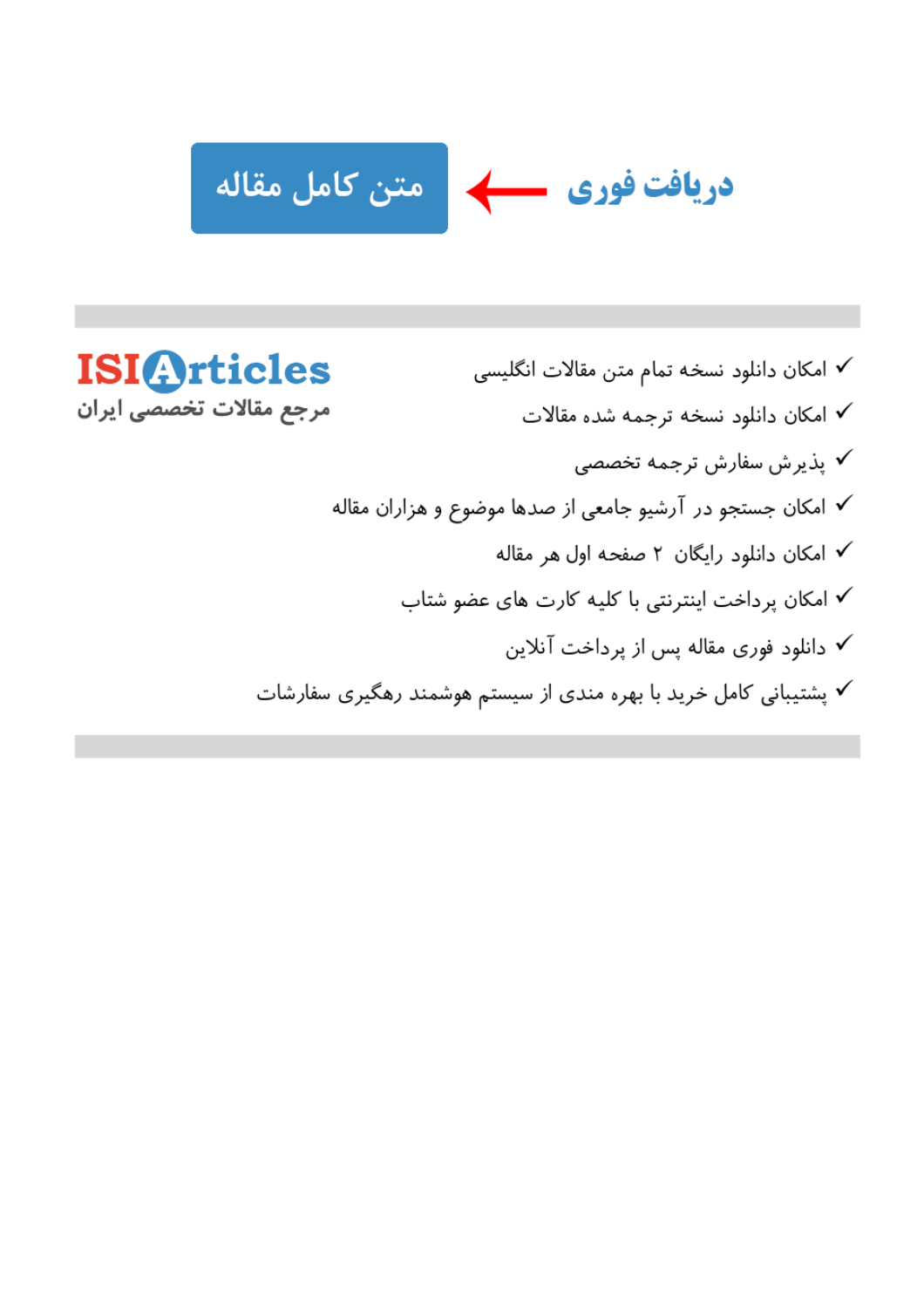دریافت فوری ← متن کامل مقاله

**ISIArticles**
مرجع مقالات تخصصی ایران

- ✓ امکان دانلود نسخه تمام متن مقالات انگلیسی
- ✓ امکان دانلود نسخه ترجمه شده مقالات
- ✓ پذیرش سفارش ترجمه تخصصی
- ✓ امکان جستجو در آرشیو جامعی از صدها موضوع و هزاران مقاله
- ✓ امکان دانلود رایگان ۲ صفحه اول هر مقاله
- ✓ امکان پرداخت اینترنتی با کلیه کارت های عضو شتاب
- ✓ دانلود فوری مقاله پس از پرداخت آنلاین
- ✓ پشتیبانی کامل خرید با بهره مندی از سیستم هوشمند رهگیری سفارشات